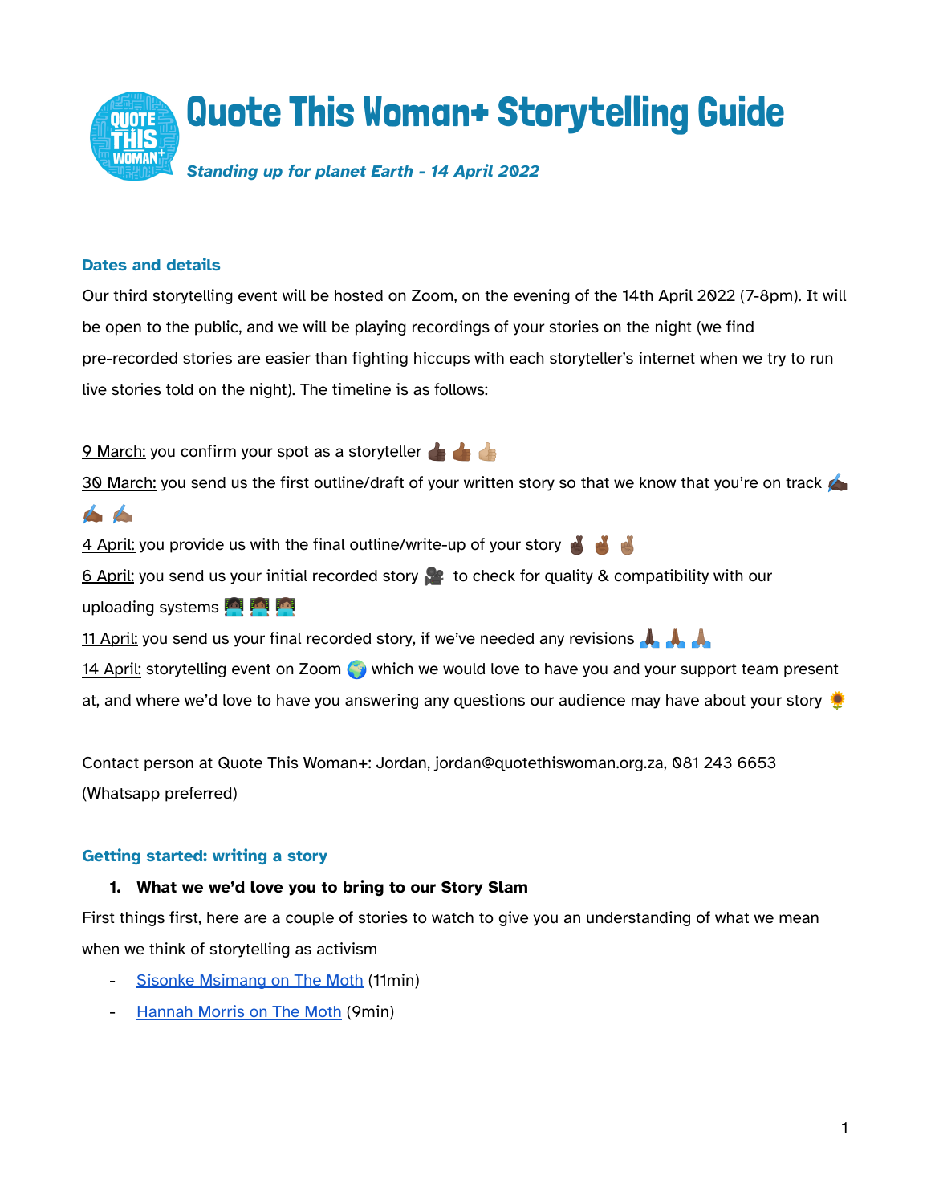# Quote This Woman+ Storytelling Guide

***Standing up for planet Earth - 14 April 2022***

## Dates and details

Our third storytelling event will be hosted on Zoom, on the evening of the 14th April 2022 (7-8pm). It will be open to the public, and we will be playing recordings of your stories on the night (we find pre-recorded stories are easier than fighting hiccups with each storyteller's internet when we try to run live stories told on the night). The timeline is as follows:

9 March: you confirm your spot as a storyteller 👍🏿 👍🏾 👍🏼

30 March: you send us the first outline/draft of your written story so that we know that you're on track ✍🏿 ✍🏾 ✍🏽

4 April: you provide us with the final outline/write-up of your story 🤞🏿 🤞🏾 🤞🏽

6 April: you send us your initial recorded story 🎥 to check for quality & compatibility with our uploading systems 👩🏿‍💻 👩🏾‍💻 👩🏽‍💻

11 April: you send us your final recorded story, if we've needed any revisions 🙏🏿 🙏🏾 🙏🏽

14 April: storytelling event on Zoom 🌍 which we would love to have you and your support team present at, and where we'd love to have you answering any questions our audience may have about your story 🌻

Contact person at Quote This Woman+: Jordan, jordan@quotethiswoman.org.za, 081 243 6653 (Whatsapp preferred)

## Getting started: writing a story

1. **What we we'd love you to bring to our Story Slam**

First things first, here are a couple of stories to watch to give you an understanding of what we mean when we think of storytelling as activism

- Sisonke Msimang on The Moth (11min)
- Hannah Morris on The Moth (9min)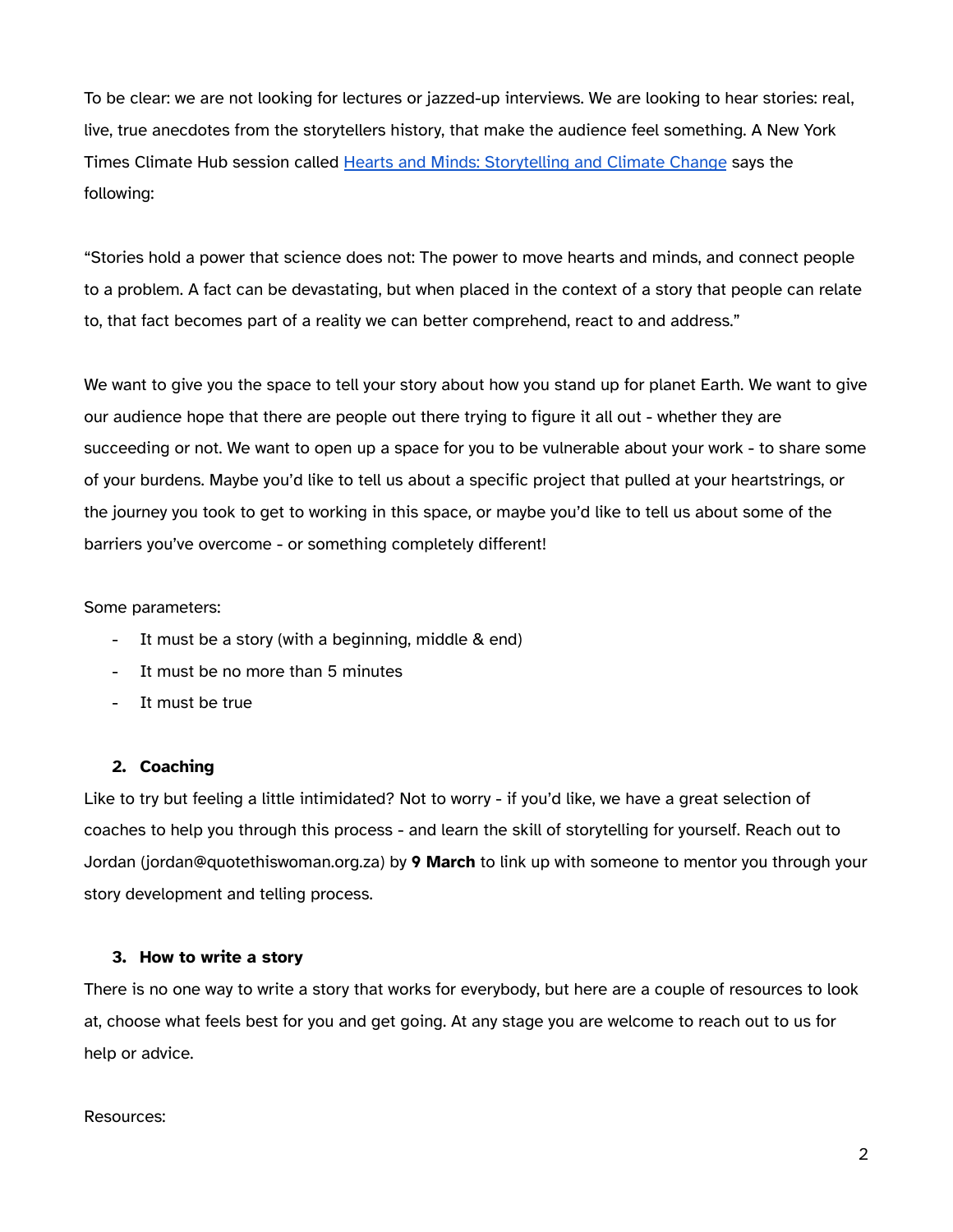To be clear: we are not looking for lectures or jazzed-up interviews. We are looking to hear stories: real, live, true anecdotes from the storytellers history, that make the audience feel something. A New York Times Climate Hub session called [Hearts and Minds: Storytelling and Climate Change]() says the following:

"Stories hold a power that science does not: The power to move hearts and minds, and connect people to a problem. A fact can be devastating, but when placed in the context of a story that people can relate to, that fact becomes part of a reality we can better comprehend, react to and address."

We want to give you the space to tell your story about how you stand up for planet Earth. We want to give our audience hope that there are people out there trying to figure it all out - whether they are succeeding or not. We want to open up a space for you to be vulnerable about your work - to share some of your burdens. Maybe you'd like to tell us about a specific project that pulled at your heartstrings, or the journey you took to get to working in this space, or maybe you'd like to tell us about some of the barriers you've overcome - or something completely different!

Some parameters:

- It must be a story (with a beginning, middle & end)
- It must be no more than 5 minutes
- It must be true

## 2. Coaching

Like to try but feeling a little intimidated? Not to worry - if you'd like, we have a great selection of coaches to help you through this process - and learn the skill of storytelling for yourself. Reach out to Jordan (jordan@quotethiswoman.org.za) by **9 March** to link up with someone to mentor you through your story development and telling process.

## 3. How to write a story

There is no one way to write a story that works for everybody, but here are a couple of resources to look at, choose what feels best for you and get going. At any stage you are welcome to reach out to us for help or advice.

Resources: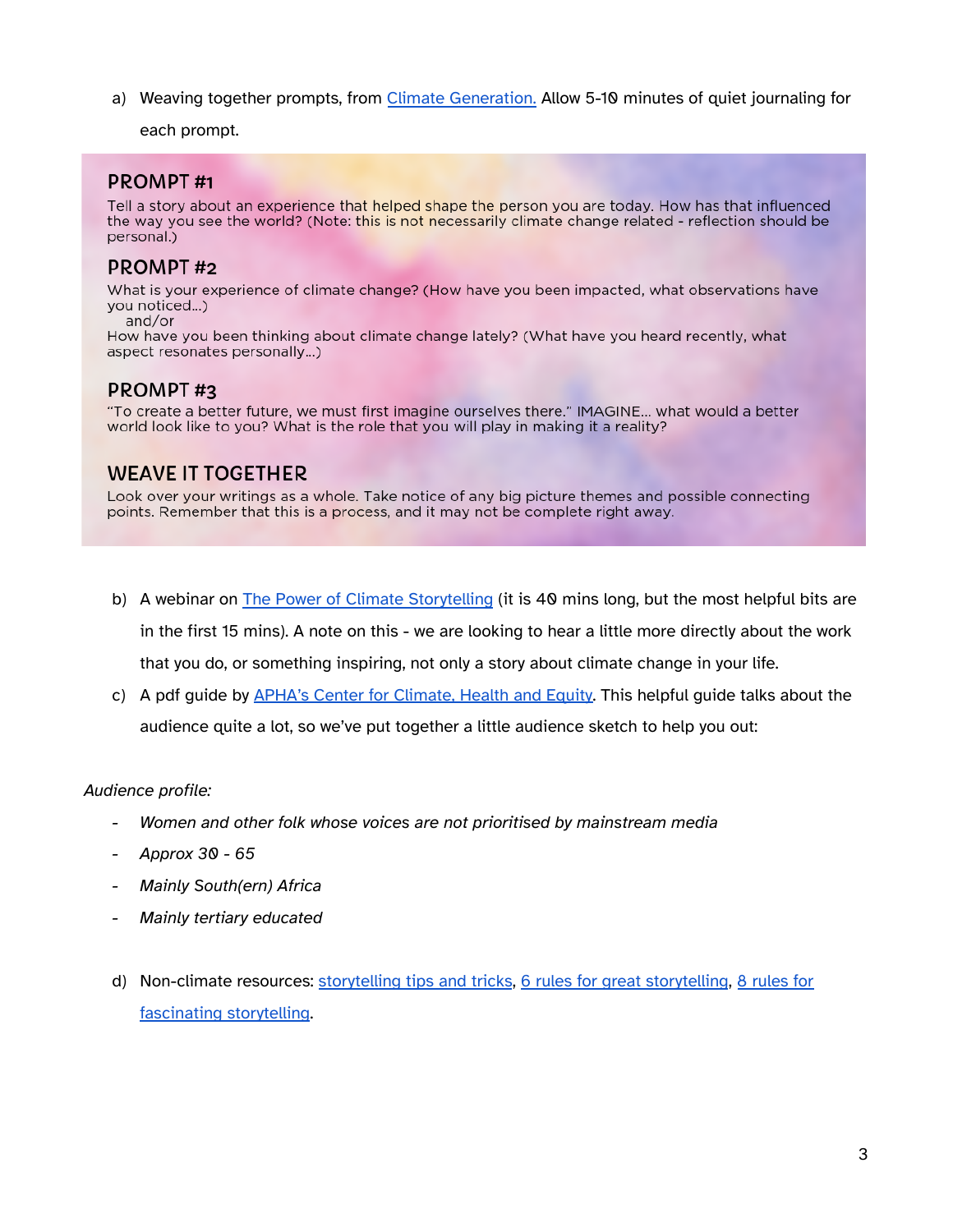a) Weaving together prompts, from [Climate Generation.]() Allow 5-10 minutes of quiet journaling for each prompt.

## PROMPT #1

Tell a story about an experience that helped shape the person you are today. How has that influenced the way you see the world? (Note: this is not necessarily climate change related - reflection should be personal.)

## PROMPT #2

What is your experience of climate change? (How have you been impacted, what observations have you noticed...)
and/or
How have you been thinking about climate change lately? (What have you heard recently, what aspect resonates personally...)

## PROMPT #3

"To create a better future, we must first imagine ourselves there." IMAGINE... what would a better world look like to you? What is the role that you will play in making it a reality?

## WEAVE IT TOGETHER

Look over your writings as a whole. Take notice of any big picture themes and possible connecting points. Remember that this is a process, and it may not be complete right away.

b) A webinar on [The Power of Climate Storytelling]() (it is 40 mins long, but the most helpful bits are in the first 15 mins). A note on this - we are looking to hear a little more directly about the work that you do, or something inspiring, not only a story about climate change in your life.

c) A pdf guide by [APHA's Center for Climate, Health and Equity](). This helpful guide talks about the audience quite a lot, so we've put together a little audience sketch to help you out:

*Audience profile:*

- *Women and other folk whose voices are not prioritised by mainstream media*
- *Approx 30 - 65*
- *Mainly South(ern) Africa*
- *Mainly tertiary educated*

d) Non-climate resources: [storytelling tips and tricks](), [6 rules for great storytelling](), [8 rules for fascinating storytelling]().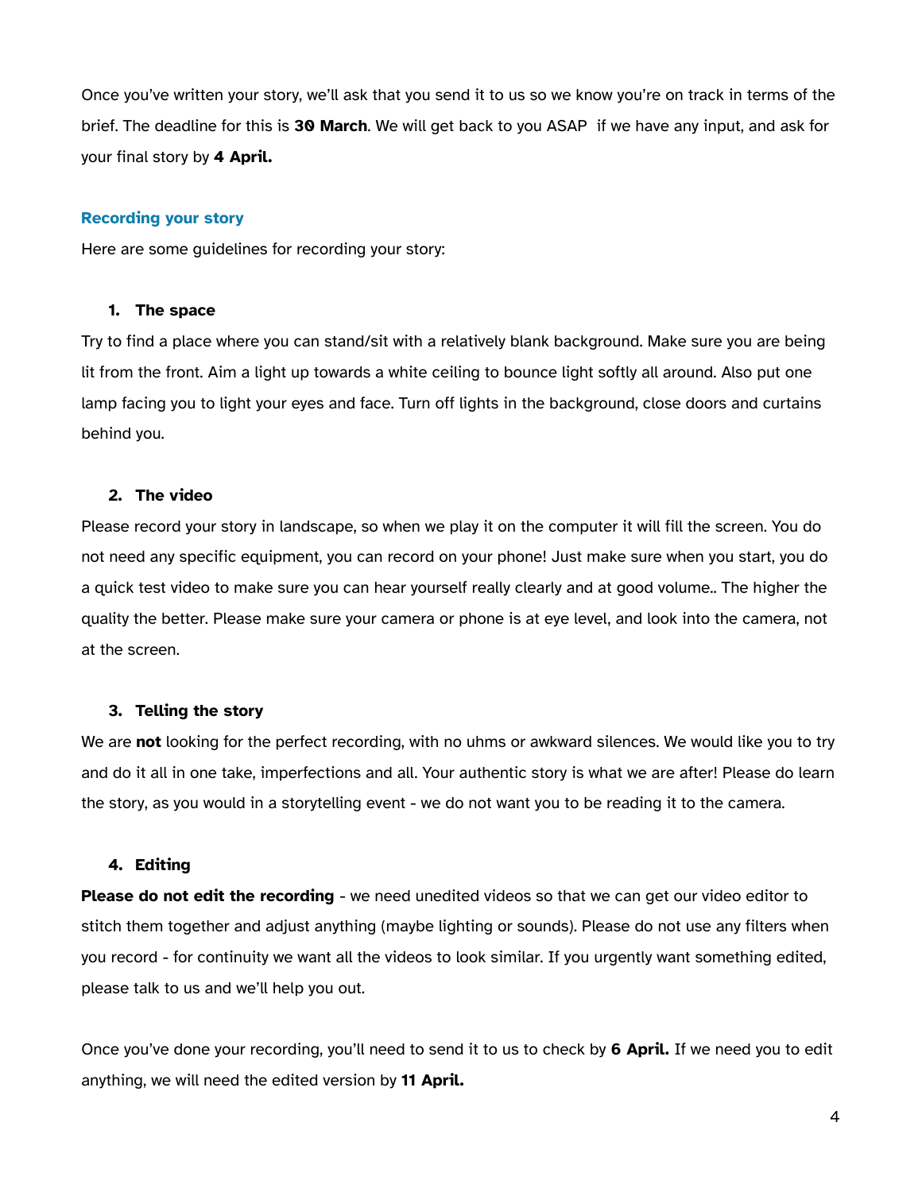Once you've written your story, we'll ask that you send it to us so we know you're on track in terms of the brief. The deadline for this is **30 March**. We will get back to you ASAP  if we have any input, and ask for your final story by **4 April.**

## Recording your story

Here are some guidelines for recording your story:

### 1. The space

Try to find a place where you can stand/sit with a relatively blank background. Make sure you are being lit from the front. Aim a light up towards a white ceiling to bounce light softly all around. Also put one lamp facing you to light your eyes and face. Turn off lights in the background, close doors and curtains behind you.

### 2. The video

Please record your story in landscape, so when we play it on the computer it will fill the screen. You do not need any specific equipment, you can record on your phone! Just make sure when you start, you do a quick test video to make sure you can hear yourself really clearly and at good volume.. The higher the quality the better. Please make sure your camera or phone is at eye level, and look into the camera, not at the screen.

### 3. Telling the story

We are **not** looking for the perfect recording, with no uhms or awkward silences. We would like you to try and do it all in one take, imperfections and all. Your authentic story is what we are after! Please do learn the story, as you would in a storytelling event - we do not want you to be reading it to the camera.

### 4. Editing

**Please do not edit the recording** - we need unedited videos so that we can get our video editor to stitch them together and adjust anything (maybe lighting or sounds). Please do not use any filters when you record - for continuity we want all the videos to look similar. If you urgently want something edited, please talk to us and we'll help you out.

Once you've done your recording, you'll need to send it to us to check by **6 April.** If we need you to edit anything, we will need the edited version by **11 April.**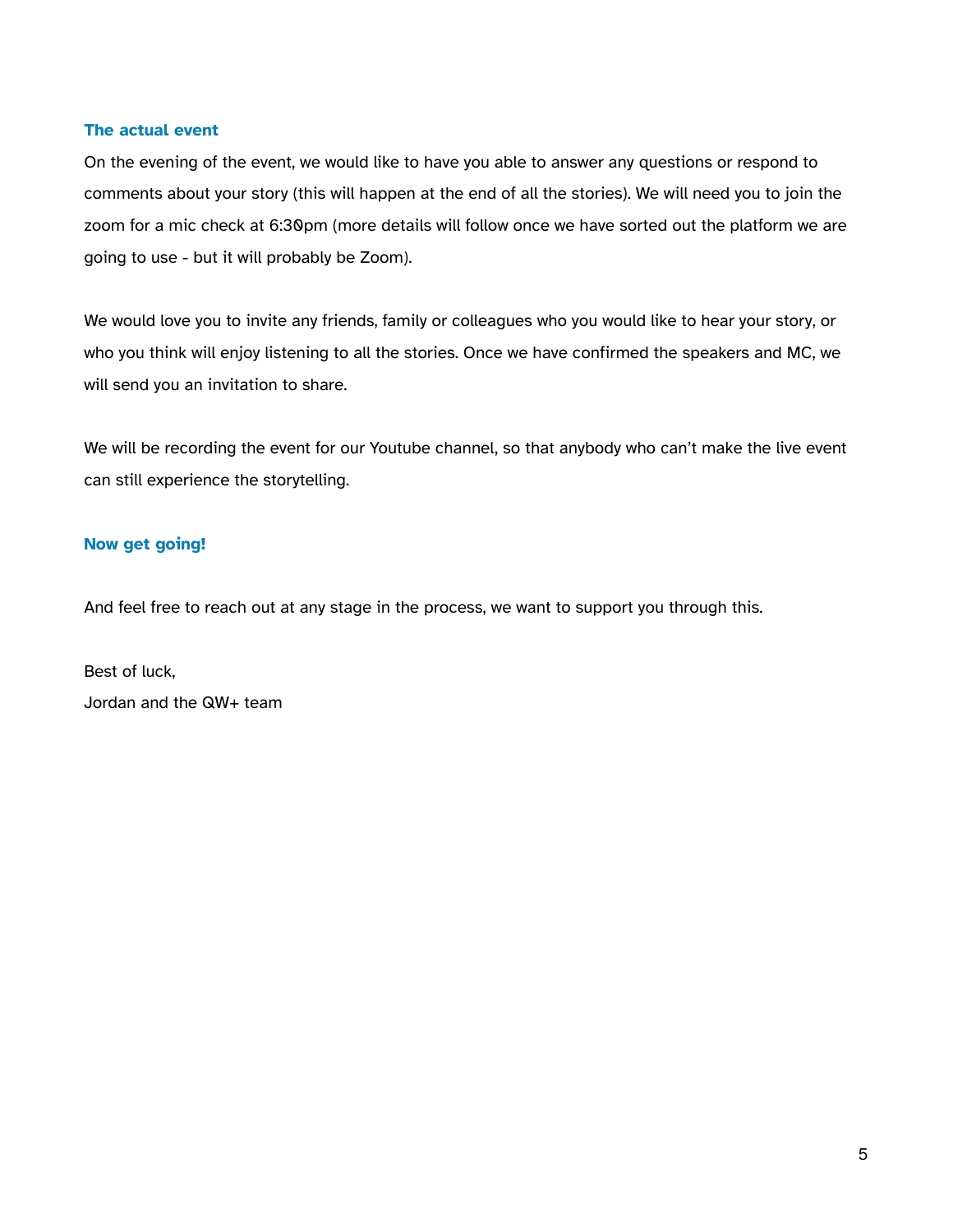### The actual event

On the evening of the event, we would like to have you able to answer any questions or respond to comments about your story (this will happen at the end of all the stories). We will need you to join the zoom for a mic check at 6:30pm (more details will follow once we have sorted out the platform we are going to use - but it will probably be Zoom).

We would love you to invite any friends, family or colleagues who you would like to hear your story, or who you think will enjoy listening to all the stories. Once we have confirmed the speakers and MC, we will send you an invitation to share.

We will be recording the event for our Youtube channel, so that anybody who can't make the live event can still experience the storytelling.

### Now get going!

And feel free to reach out at any stage in the process, we want to support you through this.

Best of luck,
Jordan and the QW+ team